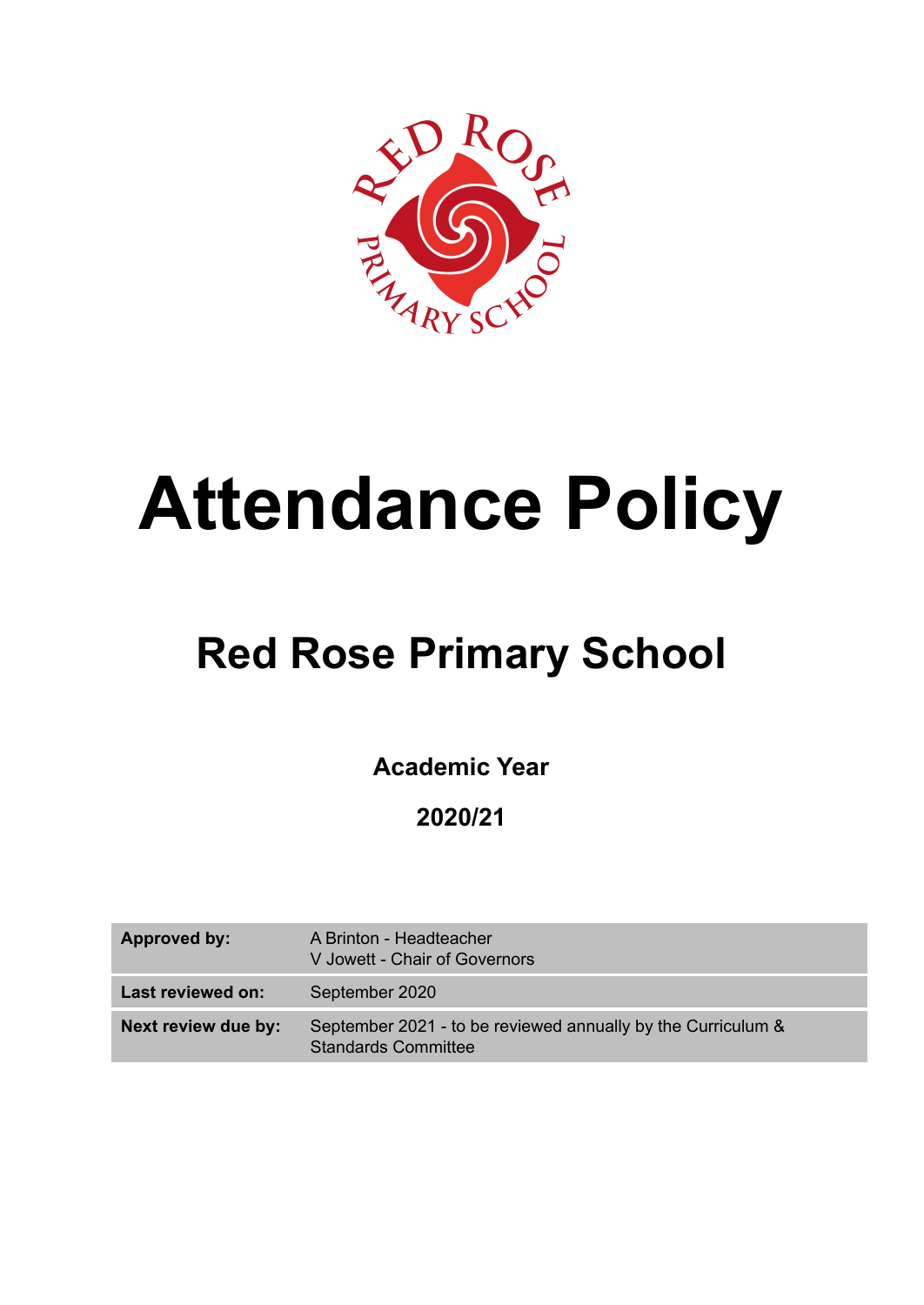# Attendance Policy

## Red Rose Primary School

**Academic Year**

**2020/21**

| | |
|---|---|
| **Approved by:** | A Brinton - Headteacher<br>V Jowett - Chair of Governors |
| **Last reviewed on:** | September 2020 |
| **Next review due by:** | September 2021 - to be reviewed annually by the Curriculum & Standards Committee |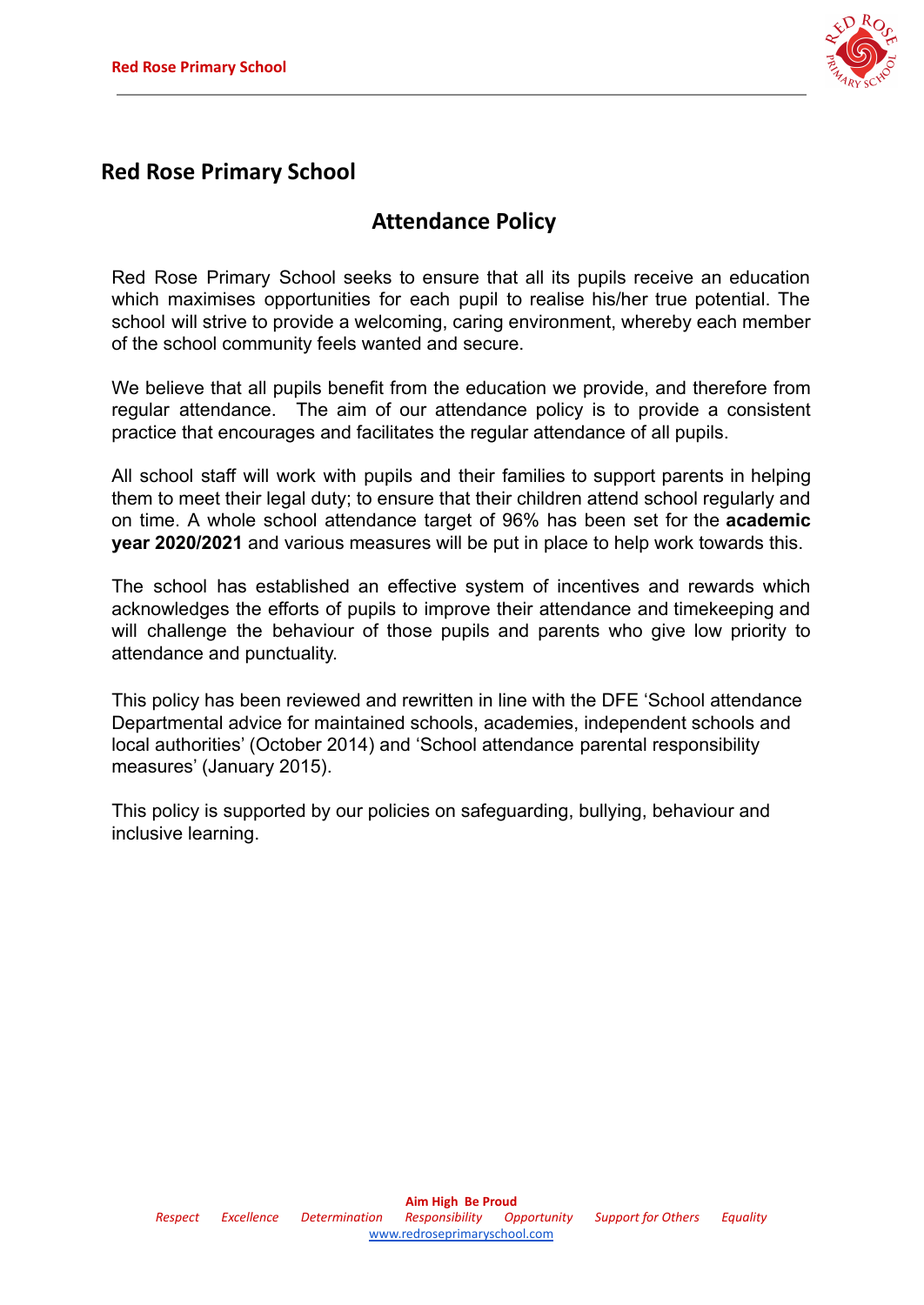# Red Rose Primary School

## Attendance Policy

Red Rose Primary School seeks to ensure that all its pupils receive an education which maximises opportunities for each pupil to realise his/her true potential. The school will strive to provide a welcoming, caring environment, whereby each member of the school community feels wanted and secure.

We believe that all pupils benefit from the education we provide, and therefore from regular attendance. The aim of our attendance policy is to provide a consistent practice that encourages and facilitates the regular attendance of all pupils.

All school staff will work with pupils and their families to support parents in helping them to meet their legal duty; to ensure that their children attend school regularly and on time. A whole school attendance target of 96% has been set for the **academic year 2020/2021** and various measures will be put in place to help work towards this.

The school has established an effective system of incentives and rewards which acknowledges the efforts of pupils to improve their attendance and timekeeping and will challenge the behaviour of those pupils and parents who give low priority to attendance and punctuality.

This policy has been reviewed and rewritten in line with the DFE 'School attendance Departmental advice for maintained schools, academies, independent schools and local authorities' (October 2014) and 'School attendance parental responsibility measures' (January 2015).

This policy is supported by our policies on safeguarding, bullying, behaviour and inclusive learning.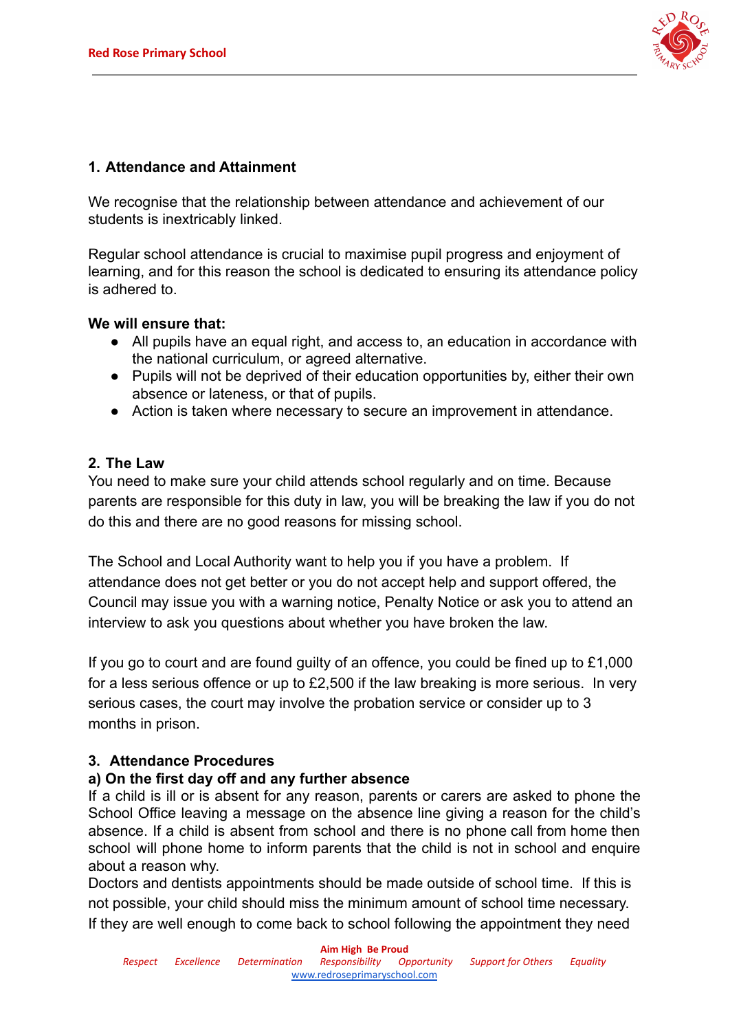## 1. Attendance and Attainment

We recognise that the relationship between attendance and achievement of our students is inextricably linked.

Regular school attendance is crucial to maximise pupil progress and enjoyment of learning, and for this reason the school is dedicated to ensuring its attendance policy is adhered to.

**We will ensure that:**

- All pupils have an equal right, and access to, an education in accordance with the national curriculum, or agreed alternative.
- Pupils will not be deprived of their education opportunities by, either their own absence or lateness, or that of pupils.
- Action is taken where necessary to secure an improvement in attendance.

## 2. The Law

You need to make sure your child attends school regularly and on time. Because parents are responsible for this duty in law, you will be breaking the law if you do not do this and there are no good reasons for missing school.

The School and Local Authority want to help you if you have a problem. If attendance does not get better or you do not accept help and support offered, the Council may issue you with a warning notice, Penalty Notice or ask you to attend an interview to ask you questions about whether you have broken the law.

If you go to court and are found guilty of an offence, you could be fined up to £1,000 for a less serious offence or up to £2,500 if the law breaking is more serious. In very serious cases, the court may involve the probation service or consider up to 3 months in prison.

## 3. Attendance Procedures

### a) On the first day off and any further absence

If a child is ill or is absent for any reason, parents or carers are asked to phone the School Office leaving a message on the absence line giving a reason for the child's absence. If a child is absent from school and there is no phone call from home then school will phone home to inform parents that the child is not in school and enquire about a reason why.

Doctors and dentists appointments should be made outside of school time. If this is not possible, your child should miss the minimum amount of school time necessary. If they are well enough to come back to school following the appointment they need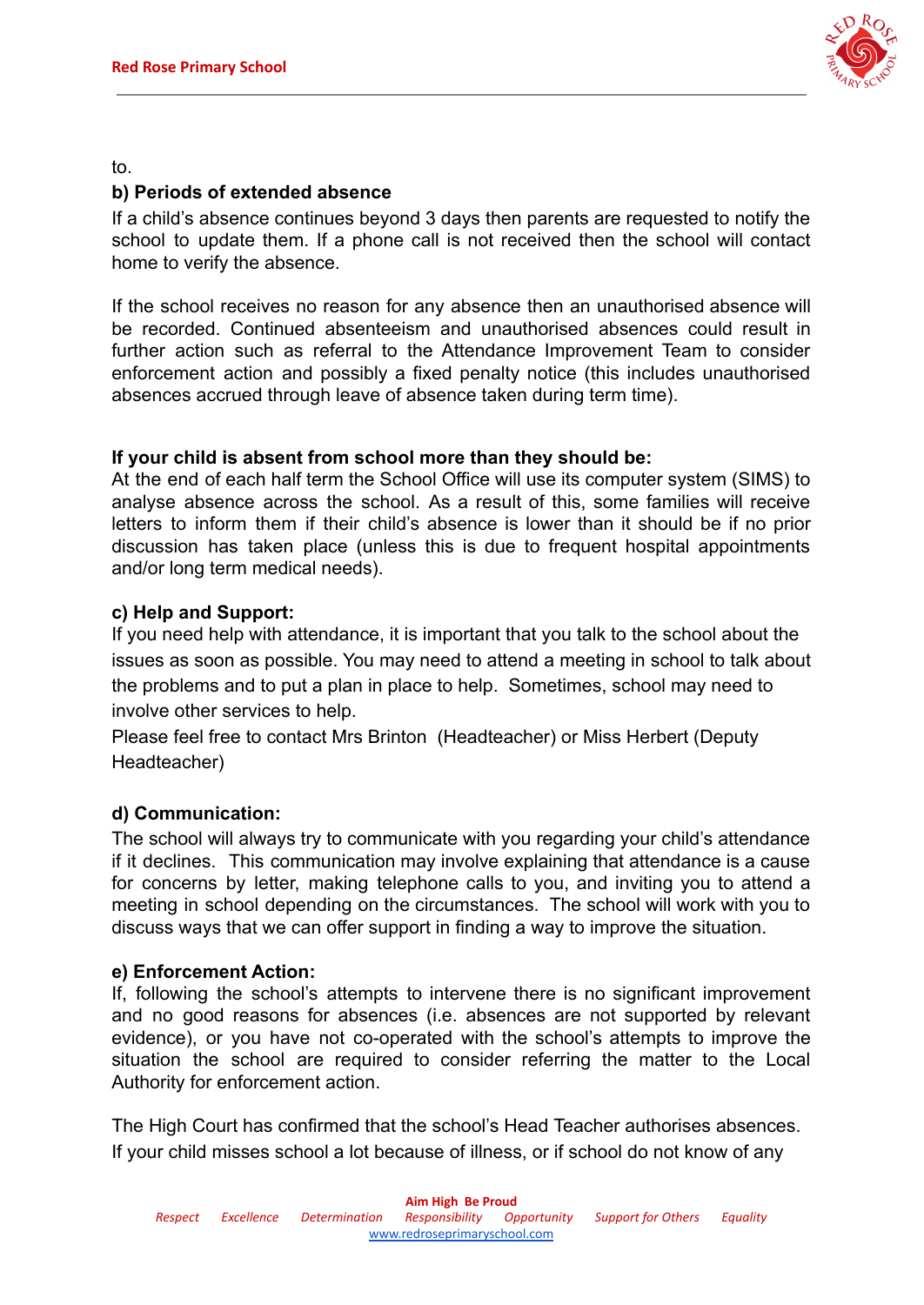to.

**b) Periods of extended absence**

If a child's absence continues beyond 3 days then parents are requested to notify the school to update them. If a phone call is not received then the school will contact home to verify the absence.

If the school receives no reason for any absence then an unauthorised absence will be recorded. Continued absenteeism and unauthorised absences could result in further action such as referral to the Attendance Improvement Team to consider enforcement action and possibly a fixed penalty notice (this includes unauthorised absences accrued through leave of absence taken during term time).

**If your child is absent from school more than they should be:**

At the end of each half term the School Office will use its computer system (SIMS) to analyse absence across the school. As a result of this, some families will receive letters to inform them if their child's absence is lower than it should be if no prior discussion has taken place (unless this is due to frequent hospital appointments and/or long term medical needs).

**c) Help and Support:**

If you need help with attendance, it is important that you talk to the school about the issues as soon as possible. You may need to attend a meeting in school to talk about the problems and to put a plan in place to help. Sometimes, school may need to involve other services to help.

Please feel free to contact Mrs Brinton (Headteacher) or Miss Herbert (Deputy Headteacher)

**d) Communication:**

The school will always try to communicate with you regarding your child's attendance if it declines. This communication may involve explaining that attendance is a cause for concerns by letter, making telephone calls to you, and inviting you to attend a meeting in school depending on the circumstances. The school will work with you to discuss ways that we can offer support in finding a way to improve the situation.

**e) Enforcement Action:**

If, following the school's attempts to intervene there is no significant improvement and no good reasons for absences (i.e. absences are not supported by relevant evidence), or you have not co-operated with the school's attempts to improve the situation the school are required to consider referring the matter to the Local Authority for enforcement action.

The High Court has confirmed that the school's Head Teacher authorises absences. If your child misses school a lot because of illness, or if school do not know of any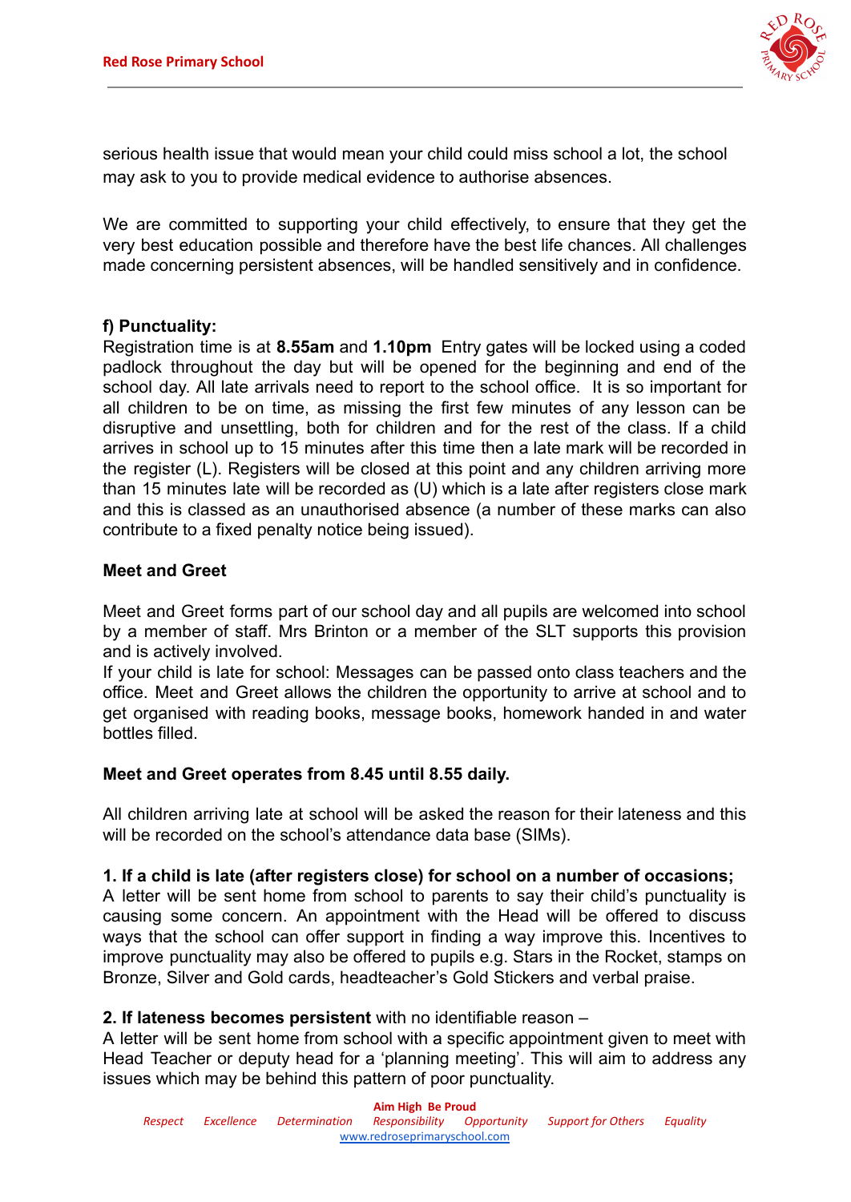serious health issue that would mean your child could miss school a lot, the school may ask to you to provide medical evidence to authorise absences.

We are committed to supporting your child effectively, to ensure that they get the very best education possible and therefore have the best life chances. All challenges made concerning persistent absences, will be handled sensitively and in confidence.

**f) Punctuality:**
Registration time is at **8.55am** and **1.10pm** Entry gates will be locked using a coded padlock throughout the day but will be opened for the beginning and end of the school day. All late arrivals need to report to the school office. It is so important for all children to be on time, as missing the first few minutes of any lesson can be disruptive and unsettling, both for children and for the rest of the class. If a child arrives in school up to 15 minutes after this time then a late mark will be recorded in the register (L). Registers will be closed at this point and any children arriving more than 15 minutes late will be recorded as (U) which is a late after registers close mark and this is classed as an unauthorised absence (a number of these marks can also contribute to a fixed penalty notice being issued).

**Meet and Greet**

Meet and Greet forms part of our school day and all pupils are welcomed into school by a member of staff. Mrs Brinton or a member of the SLT supports this provision and is actively involved.
If your child is late for school: Messages can be passed onto class teachers and the office. Meet and Greet allows the children the opportunity to arrive at school and to get organised with reading books, message books, homework handed in and water bottles filled.

**Meet and Greet operates from 8.45 until 8.55 daily.**

All children arriving late at school will be asked the reason for their lateness and this will be recorded on the school's attendance data base (SIMs).

**1. If a child is late (after registers close) for school on a number of occasions;**
A letter will be sent home from school to parents to say their child's punctuality is causing some concern. An appointment with the Head will be offered to discuss ways that the school can offer support in finding a way improve this. Incentives to improve punctuality may also be offered to pupils e.g. Stars in the Rocket, stamps on Bronze, Silver and Gold cards, headteacher's Gold Stickers and verbal praise.

**2. If lateness becomes persistent** with no identifiable reason –
A letter will be sent home from school with a specific appointment given to meet with Head Teacher or deputy head for a 'planning meeting'. This will aim to address any issues which may be behind this pattern of poor punctuality.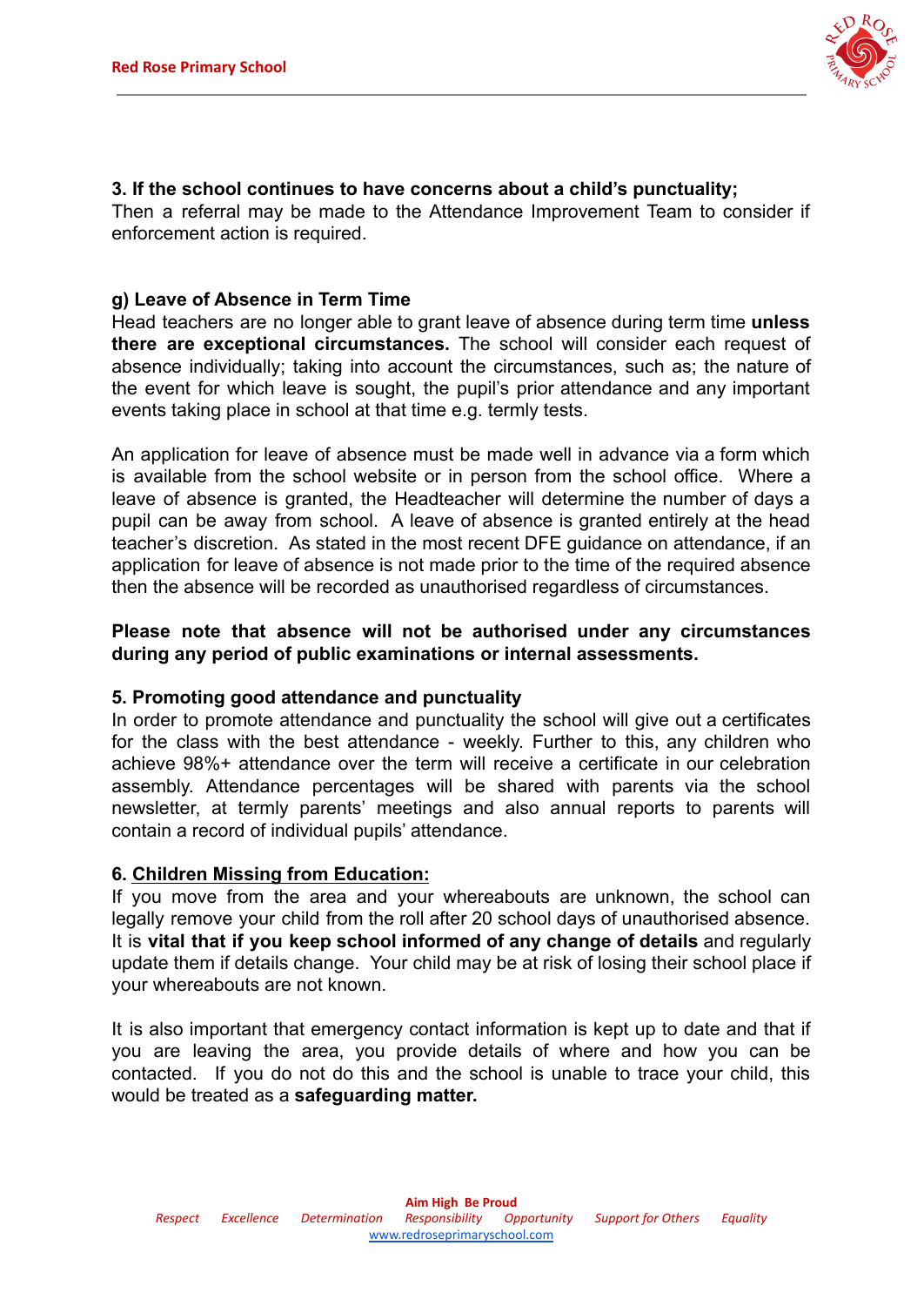**3. If the school continues to have concerns about a child's punctuality;**
Then a referral may be made to the Attendance Improvement Team to consider if enforcement action is required.

**g) Leave of Absence in Term Time**
Head teachers are no longer able to grant leave of absence during term time **unless there are exceptional circumstances.** The school will consider each request of absence individually; taking into account the circumstances, such as; the nature of the event for which leave is sought, the pupil's prior attendance and any important events taking place in school at that time e.g. termly tests.

An application for leave of absence must be made well in advance via a form which is available from the school website or in person from the school office. Where a leave of absence is granted, the Headteacher will determine the number of days a pupil can be away from school. A leave of absence is granted entirely at the head teacher's discretion. As stated in the most recent DFE guidance on attendance, if an application for leave of absence is not made prior to the time of the required absence then the absence will be recorded as unauthorised regardless of circumstances.

**Please note that absence will not be authorised under any circumstances during any period of public examinations or internal assessments.**

**5. Promoting good attendance and punctuality**
In order to promote attendance and punctuality the school will give out a certificates for the class with the best attendance - weekly. Further to this, any children who achieve 98%+ attendance over the term will receive a certificate in our celebration assembly. Attendance percentages will be shared with parents via the school newsletter, at termly parents' meetings and also annual reports to parents will contain a record of individual pupils' attendance.

**6. <u>Children Missing from Education:</u>**
If you move from the area and your whereabouts are unknown, the school can legally remove your child from the roll after 20 school days of unauthorised absence. It is **vital that if you keep school informed of any change of details** and regularly update them if details change. Your child may be at risk of losing their school place if your whereabouts are not known.

It is also important that emergency contact information is kept up to date and that if you are leaving the area, you provide details of where and how you can be contacted. If you do not do this and the school is unable to trace your child, this would be treated as a **safeguarding matter.**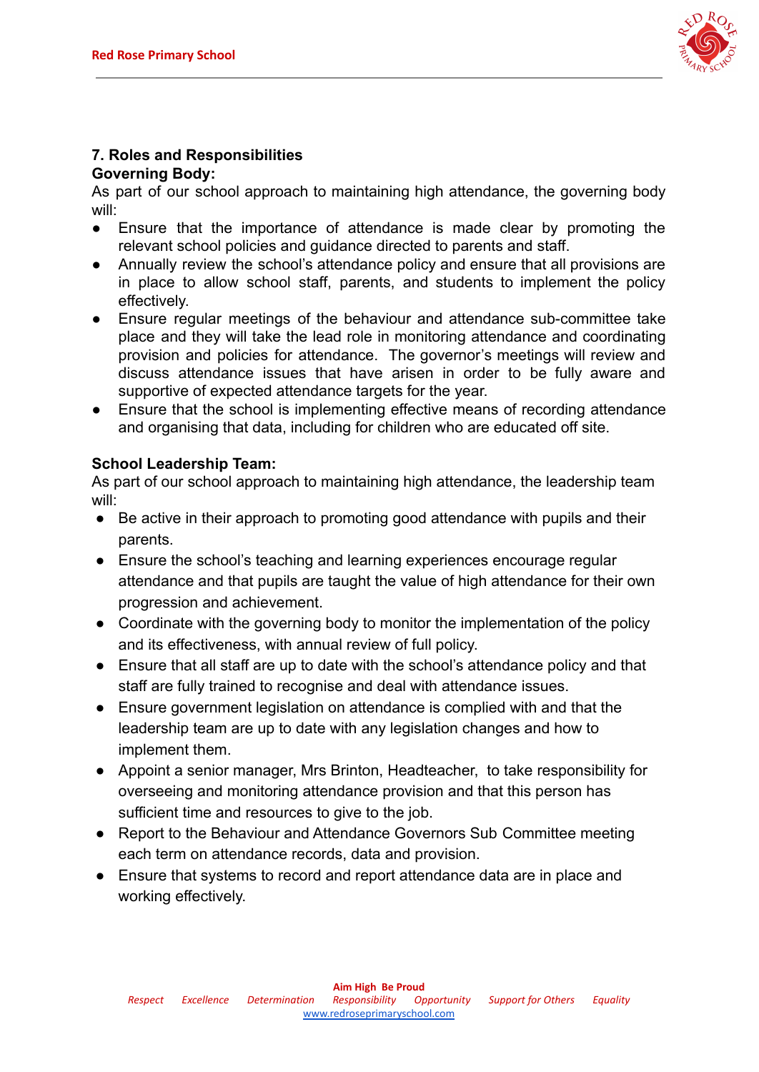## 7. Roles and Responsibilities

**Governing Body:**

As part of our school approach to maintaining high attendance, the governing body will:

- Ensure that the importance of attendance is made clear by promoting the relevant school policies and guidance directed to parents and staff.
- Annually review the school's attendance policy and ensure that all provisions are in place to allow school staff, parents, and students to implement the policy effectively.
- Ensure regular meetings of the behaviour and attendance sub-committee take place and they will take the lead role in monitoring attendance and coordinating provision and policies for attendance. The governor's meetings will review and discuss attendance issues that have arisen in order to be fully aware and supportive of expected attendance targets for the year.
- Ensure that the school is implementing effective means of recording attendance and organising that data, including for children who are educated off site.

**School Leadership Team:**

As part of our school approach to maintaining high attendance, the leadership team will:

- Be active in their approach to promoting good attendance with pupils and their parents.
- Ensure the school's teaching and learning experiences encourage regular attendance and that pupils are taught the value of high attendance for their own progression and achievement.
- Coordinate with the governing body to monitor the implementation of the policy and its effectiveness, with annual review of full policy.
- Ensure that all staff are up to date with the school's attendance policy and that staff are fully trained to recognise and deal with attendance issues.
- Ensure government legislation on attendance is complied with and that the leadership team are up to date with any legislation changes and how to implement them.
- Appoint a senior manager, Mrs Brinton, Headteacher, to take responsibility for overseeing and monitoring attendance provision and that this person has sufficient time and resources to give to the job.
- Report to the Behaviour and Attendance Governors Sub Committee meeting each term on attendance records, data and provision.
- Ensure that systems to record and report attendance data are in place and working effectively.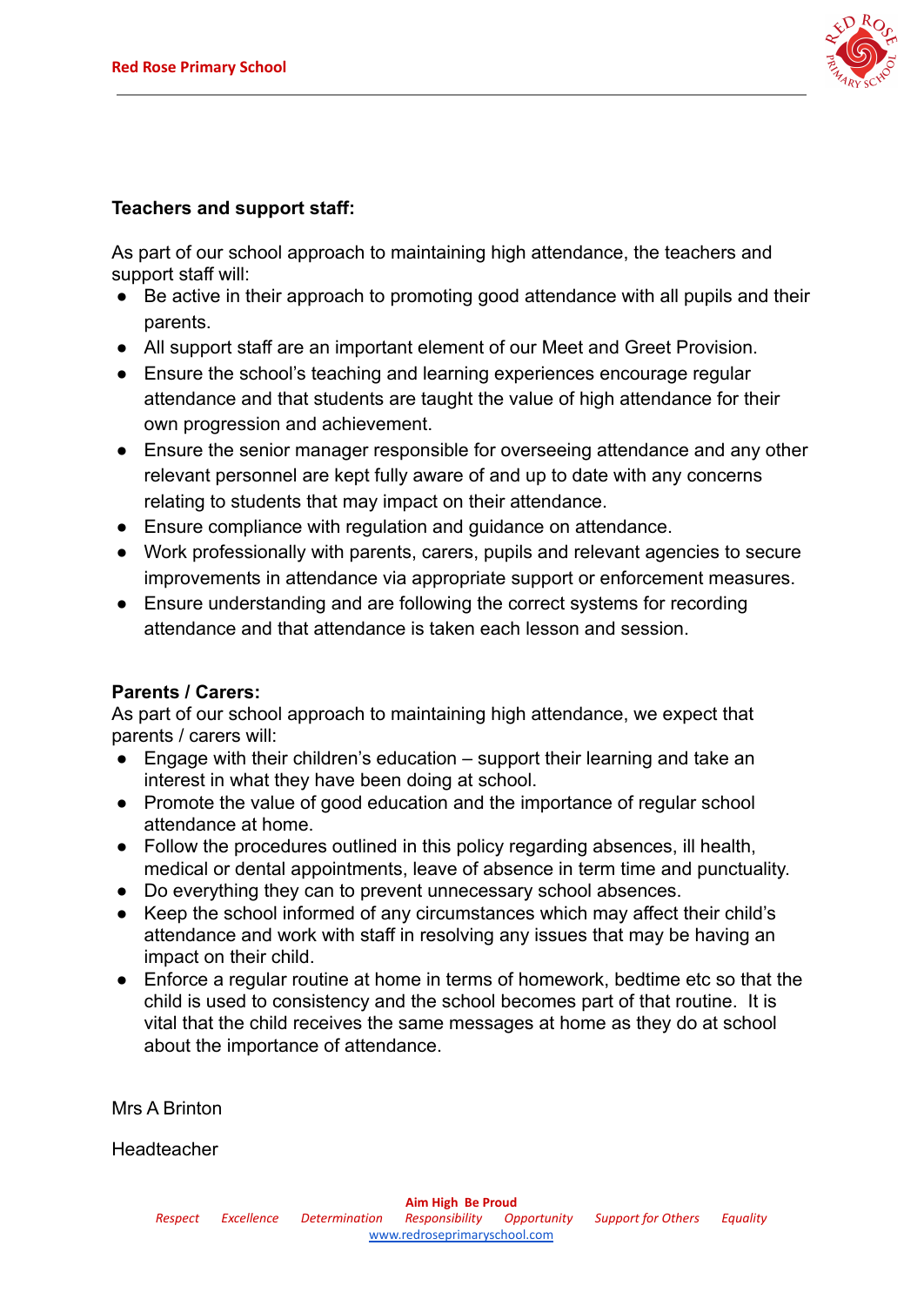**Teachers and support staff:**

As part of our school approach to maintaining high attendance, the teachers and support staff will:

- Be active in their approach to promoting good attendance with all pupils and their parents.
- All support staff are an important element of our Meet and Greet Provision.
- Ensure the school's teaching and learning experiences encourage regular attendance and that students are taught the value of high attendance for their own progression and achievement.
- Ensure the senior manager responsible for overseeing attendance and any other relevant personnel are kept fully aware of and up to date with any concerns relating to students that may impact on their attendance.
- Ensure compliance with regulation and guidance on attendance.
- Work professionally with parents, carers, pupils and relevant agencies to secure improvements in attendance via appropriate support or enforcement measures.
- Ensure understanding and are following the correct systems for recording attendance and that attendance is taken each lesson and session.

**Parents / Carers:**

As part of our school approach to maintaining high attendance, we expect that parents / carers will:

- Engage with their children's education – support their learning and take an interest in what they have been doing at school.
- Promote the value of good education and the importance of regular school attendance at home.
- Follow the procedures outlined in this policy regarding absences, ill health, medical or dental appointments, leave of absence in term time and punctuality.
- Do everything they can to prevent unnecessary school absences.
- Keep the school informed of any circumstances which may affect their child's attendance and work with staff in resolving any issues that may be having an impact on their child.
- Enforce a regular routine at home in terms of homework, bedtime etc so that the child is used to consistency and the school becomes part of that routine. It is vital that the child receives the same messages at home as they do at school about the importance of attendance.

Mrs A Brinton

Headteacher